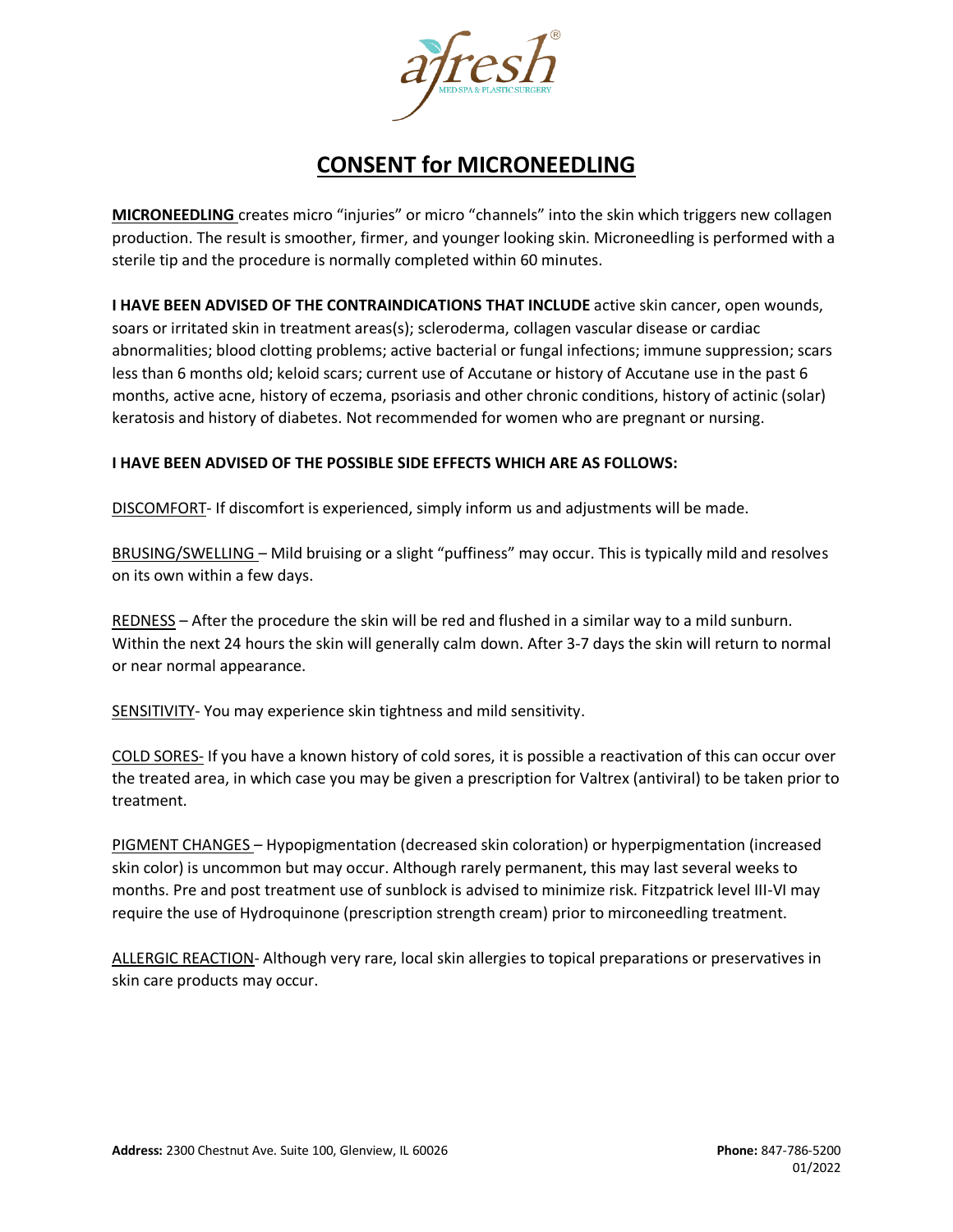# CONSENT for MICRONEEDLING

**MICRONEEDLING** creates micro "injuries" or micro "channels" into the skin which triggers new collagen production. The result is smoother, firmer, and younger looking skin. Microneedling is performed with a sterile tip and the procedure is normally completed within 60 minutes.

**I HAVE BEEN ADVISED OF THE CONTRAINDICATIONS THAT INCLUDE** active skin cancer, open wounds, soars or irritated skin in treatment areas(s); scleroderma, collagen vascular disease or cardiac abnormalities; blood clotting problems; active bacterial or fungal infections; immune suppression; scars less than 6 months old; keloid scars; current use of Accutane or history of Accutane use in the past 6 months, active acne, history of eczema, psoriasis and other chronic conditions, history of actinic (solar) keratosis and history of diabetes. Not recommended for women who are pregnant or nursing.

**I HAVE BEEN ADVISED OF THE POSSIBLE SIDE EFFECTS WHICH ARE AS FOLLOWS:**

<u>DISCOMFORT</u>- If discomfort is experienced, simply inform us and adjustments will be made.

<u>BRUSING/SWELLING</u> – Mild bruising or a slight "puffiness" may occur. This is typically mild and resolves on its own within a few days.

<u>REDNESS</u> – After the procedure the skin will be red and flushed in a similar way to a mild sunburn. Within the next 24 hours the skin will generally calm down. After 3-7 days the skin will return to normal or near normal appearance.

<u>SENSITIVITY</u>- You may experience skin tightness and mild sensitivity.

<u>COLD SORES</u>- If you have a known history of cold sores, it is possible a reactivation of this can occur over the treated area, in which case you may be given a prescription for Valtrex (antiviral) to be taken prior to treatment.

<u>PIGMENT CHANGES</u> – Hypopigmentation (decreased skin coloration) or hyperpigmentation (increased skin color) is uncommon but may occur. Although rarely permanent, this may last several weeks to months. Pre and post treatment use of sunblock is advised to minimize risk. Fitzpatrick level III-VI may require the use of Hydroquinone (prescription strength cream) prior to mirconeedling treatment.

<u>ALLERGIC REACTION</u>- Although very rare, local skin allergies to topical preparations or preservatives in skin care products may occur.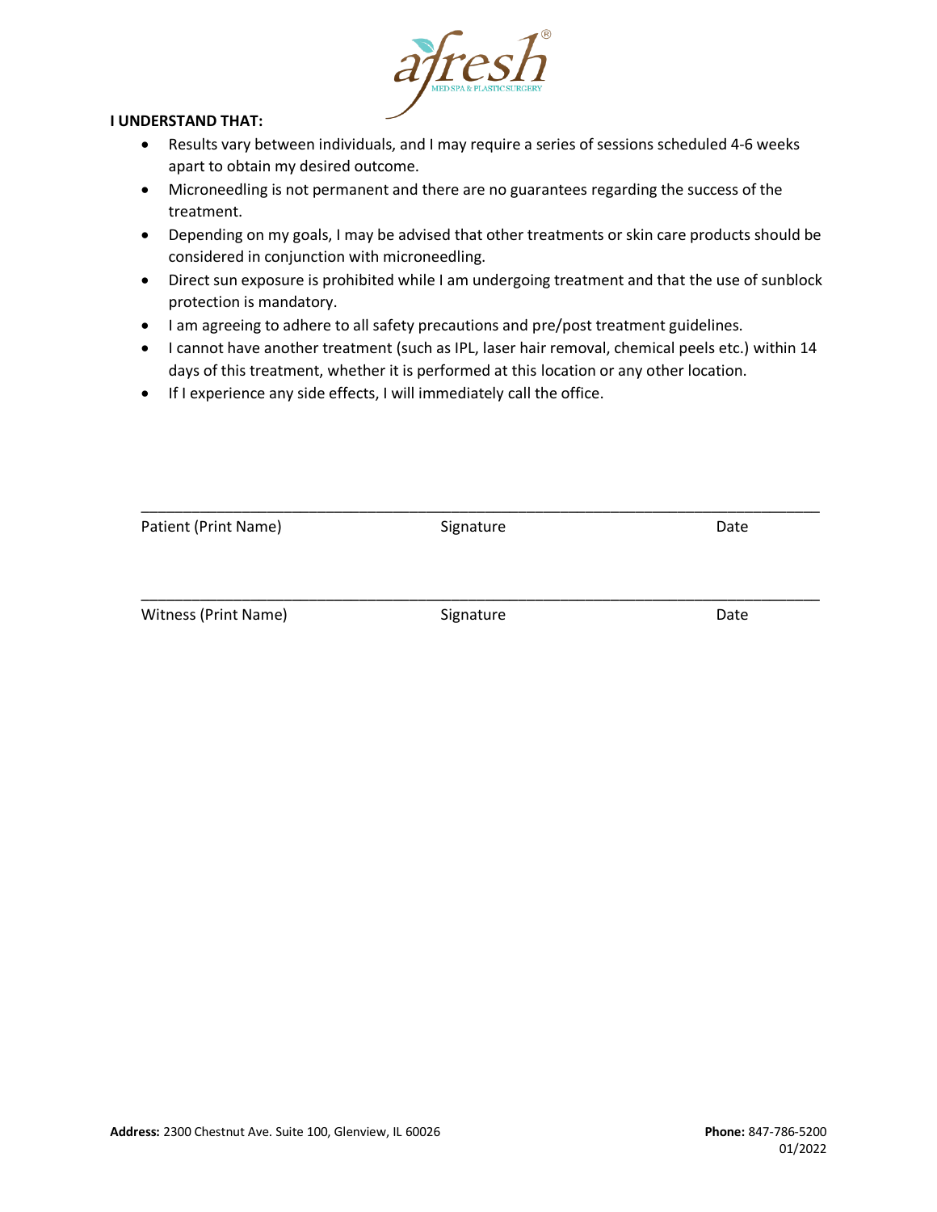**I UNDERSTAND THAT:**

- Results vary between individuals, and I may require a series of sessions scheduled 4-6 weeks apart to obtain my desired outcome.
- Microneedling is not permanent and there are no guarantees regarding the success of the treatment.
- Depending on my goals, I may be advised that other treatments or skin care products should be considered in conjunction with microneedling.
- Direct sun exposure is prohibited while I am undergoing treatment and that the use of sunblock protection is mandatory.
- I am agreeing to adhere to all safety precautions and pre/post treatment guidelines.
- I cannot have another treatment (such as IPL, laser hair removal, chemical peels etc.) within 14 days of this treatment, whether it is performed at this location or any other location.
- If I experience any side effects, I will immediately call the office.

\_\_\_\_\_\_\_\_\_\_\_\_\_\_\_\_\_\_\_\_\_\_\_\_\_\_\_\_\_\_\_\_\_\_\_\_\_\_\_\_\_\_\_\_\_\_\_\_\_\_\_\_\_\_\_\_\_\_\_\_\_\_\_\_\_\_\_\_\_\_\_\_\_\_\_\_\_\_

Patient (Print Name) Signature Date

\_\_\_\_\_\_\_\_\_\_\_\_\_\_\_\_\_\_\_\_\_\_\_\_\_\_\_\_\_\_\_\_\_\_\_\_\_\_\_\_\_\_\_\_\_\_\_\_\_\_\_\_\_\_\_\_\_\_\_\_\_\_\_\_\_\_\_\_\_\_\_\_\_\_\_\_\_\_

Witness (Print Name) Signature Date

**Address:** 2300 Chestnut Ave. Suite 100, Glenview, IL 60026 **Phone:** 847-786-5200

01/2022